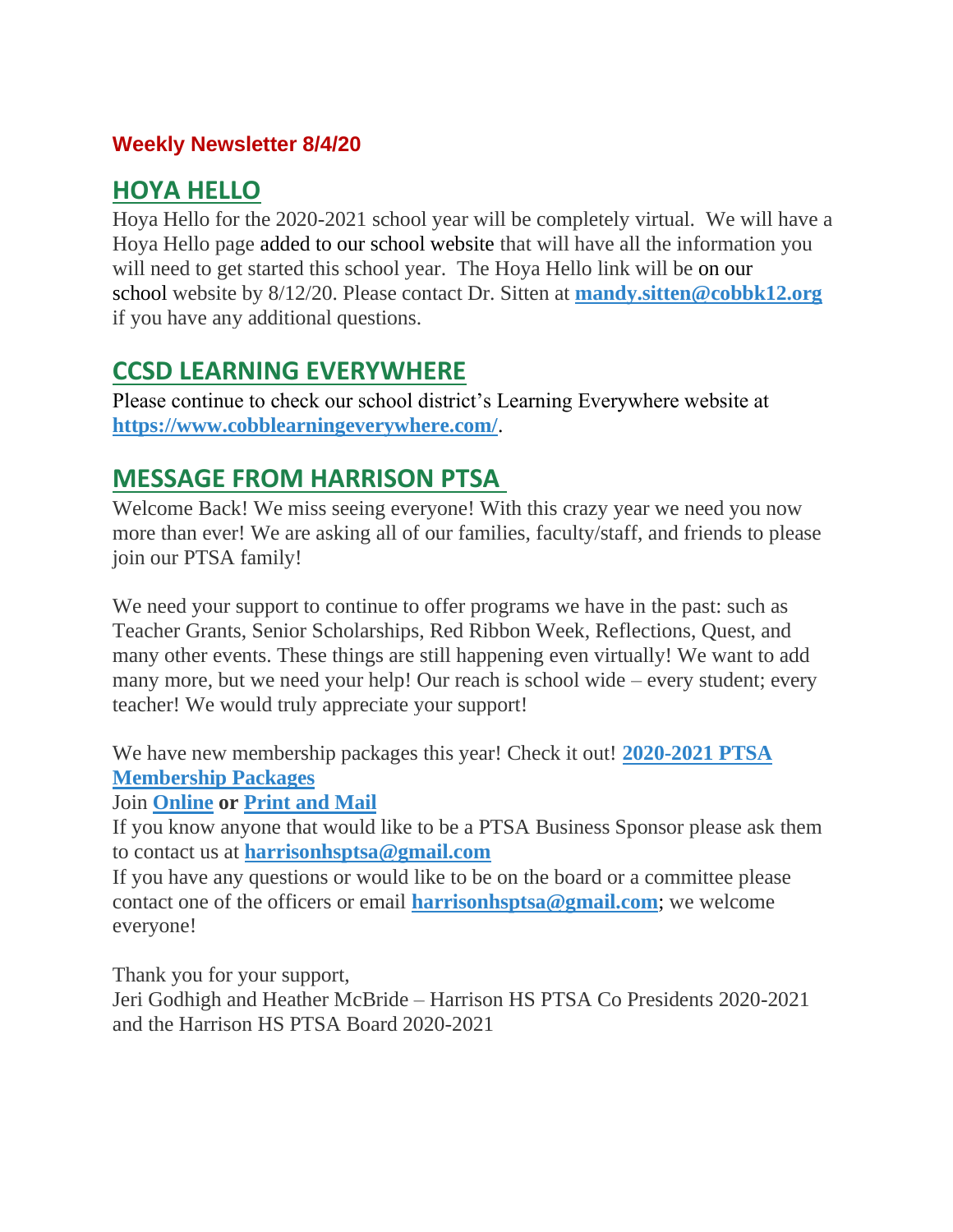**Weekly Newsletter 8/4/20**

## HOYA HELLO

Hoya Hello for the 2020-2021 school year will be completely virtual. We will have a Hoya Hello page added to our school website that will have all the information you will need to get started this school year. The Hoya Hello link will be on our school website by 8/12/20. Please contact Dr. Sitten at **mandy.sitten@cobbk12.org** if you have any additional questions.

## CCSD LEARNING EVERYWHERE

Please continue to check our school district's Learning Everywhere website at **https://www.cobblearningeverywhere.com/**.

## MESSAGE FROM HARRISON PTSA

Welcome Back! We miss seeing everyone! With this crazy year we need you now more than ever! We are asking all of our families, faculty/staff, and friends to please join our PTSA family!

We need your support to continue to offer programs we have in the past: such as Teacher Grants, Senior Scholarships, Red Ribbon Week, Reflections, Quest, and many other events. These things are still happening even virtually! We want to add many more, but we need your help! Our reach is school wide – every student; every teacher! We would truly appreciate your support!

We have new membership packages this year! Check it out! **2020-2021 PTSA Membership Packages**
Join **Online or Print and Mail**
If you know anyone that would like to be a PTSA Business Sponsor please ask them to contact us at **harrisonhsptsa@gmail.com**
If you have any questions or would like to be on the board or a committee please contact one of the officers or email **harrisonhsptsa@gmail.com**; we welcome everyone!

Thank you for your support,
Jeri Godhigh and Heather McBride – Harrison HS PTSA Co Presidents 2020-2021 and the Harrison HS PTSA Board 2020-2021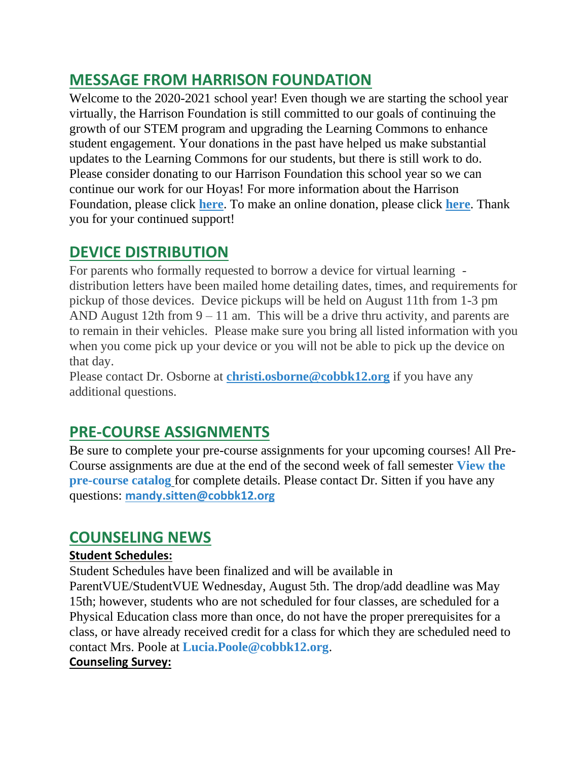## MESSAGE FROM HARRISON FOUNDATION

Welcome to the 2020-2021 school year! Even though we are starting the school year virtually, the Harrison Foundation is still committed to our goals of continuing the growth of our STEM program and upgrading the Learning Commons to enhance student engagement. Your donations in the past have helped us make substantial updates to the Learning Commons for our students, but there is still work to do. Please consider donating to our Harrison Foundation this school year so we can continue our work for our Hoyas! For more information about the Harrison Foundation, please click **here**. To make an online donation, please click **here**. Thank you for your continued support!

## DEVICE DISTRIBUTION

For parents who formally requested to borrow a device for virtual learning - distribution letters have been mailed home detailing dates, times, and requirements for pickup of those devices. Device pickups will be held on August 11th from 1-3 pm AND August 12th from 9 – 11 am. This will be a drive thru activity, and parents are to remain in their vehicles. Please make sure you bring all listed information with you when you come pick up your device or you will not be able to pick up the device on that day.

Please contact Dr. Osborne at **christi.osborne@cobbk12.org** if you have any additional questions.

## PRE-COURSE ASSIGNMENTS

Be sure to complete your pre-course assignments for your upcoming courses! All Pre-Course assignments are due at the end of the second week of fall semester **View the pre-course catalog** for complete details. Please contact Dr. Sitten if you have any questions: **mandy.sitten@cobbk12.org**

## COUNSELING NEWS

**Student Schedules:**

Student Schedules have been finalized and will be available in ParentVUE/StudentVUE Wednesday, August 5th. The drop/add deadline was May 15th; however, students who are not scheduled for four classes, are scheduled for a Physical Education class more than once, do not have the proper prerequisites for a class, or have already received credit for a class for which they are scheduled need to contact Mrs. Poole at **Lucia.Poole@cobbk12.org**.

**Counseling Survey:**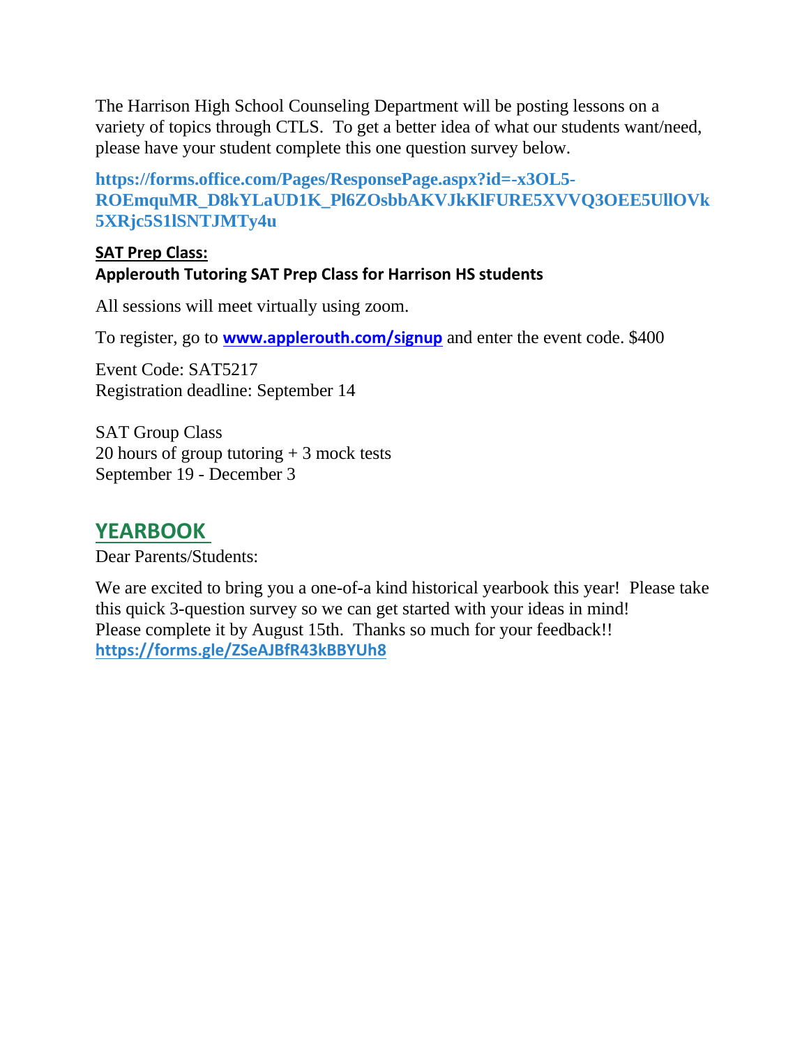The Harrison High School Counseling Department will be posting lessons on a variety of topics through CTLS. To get a better idea of what our students want/need, please have your student complete this one question survey below.

**https://forms.office.com/Pages/ResponsePage.aspx?id=-x3OL5-ROEmquMR_D8kYLaUD1K_Pl6ZOsbbAKVJkKlFURE5XVVQ3OEE5UllOVk5XRjc5S1lSNTJMTy4u**

**SAT Prep Class:**
**Applerouth Tutoring SAT Prep Class for Harrison HS students**

All sessions will meet virtually using zoom.

To register, go to **www.applerouth.com/signup** and enter the event code. $400

Event Code: SAT5217
Registration deadline: September 14

SAT Group Class
20 hours of group tutoring + 3 mock tests
September 19 - December 3

## YEARBOOK

Dear Parents/Students:

We are excited to bring you a one-of-a kind historical yearbook this year! Please take this quick 3-question survey so we can get started with your ideas in mind!
Please complete it by August 15th. Thanks so much for your feedback!!
**https://forms.gle/ZSeAJBfR43kBBYUh8**